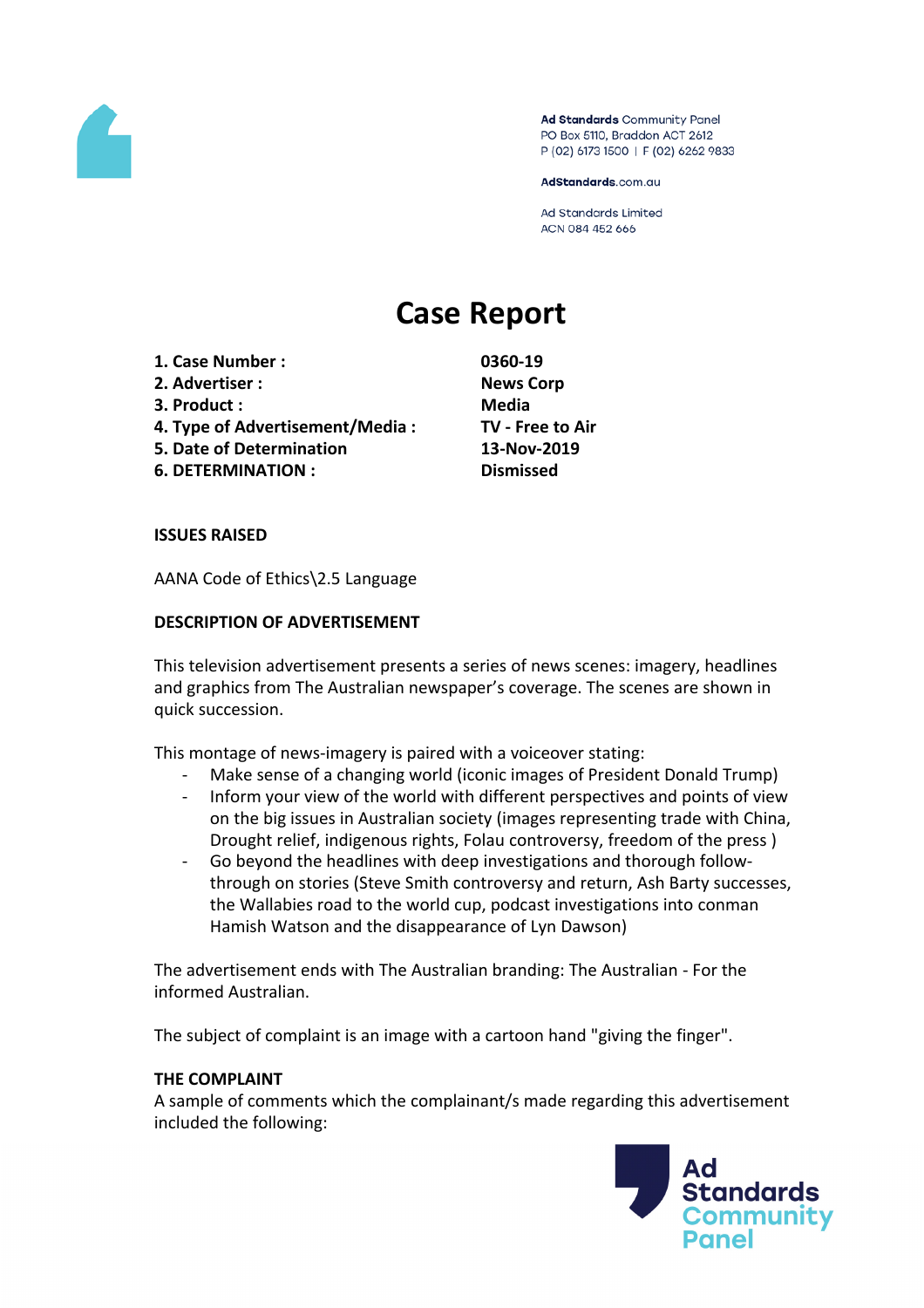Ad Standards Community Panel
PO Box 5110, Braddon ACT 2612
P (02) 6173 1500 | F (02) 6262 9833

AdStandards.com.au

Ad Standards Limited
ACN 084 452 666

# Case Report

| | |
|---|---|
| **1. Case Number :** | **0360-19** |
| **2. Advertiser :** | **News Corp** |
| **3. Product :** | **Media** |
| **4. Type of Advertisement/Media :** | **TV - Free to Air** |
| **5. Date of Determination** | **13-Nov-2019** |
| **6. DETERMINATION :** | **Dismissed** |

**ISSUES RAISED**

AANA Code of Ethics\2.5 Language

**DESCRIPTION OF ADVERTISEMENT**

This television advertisement presents a series of news scenes: imagery, headlines and graphics from The Australian newspaper's coverage. The scenes are shown in quick succession.

This montage of news-imagery is paired with a voiceover stating:

- Make sense of a changing world (iconic images of President Donald Trump)
- Inform your view of the world with different perspectives and points of view on the big issues in Australian society (images representing trade with China, Drought relief, indigenous rights, Folau controversy, freedom of the press )
- Go beyond the headlines with deep investigations and thorough follow-through on stories (Steve Smith controversy and return, Ash Barty successes, the Wallabies road to the world cup, podcast investigations into conman Hamish Watson and the disappearance of Lyn Dawson)

The advertisement ends with The Australian branding: The Australian - For the informed Australian.

The subject of complaint is an image with a cartoon hand "giving the finger".

**THE COMPLAINT**

A sample of comments which the complainant/s made regarding this advertisement included the following: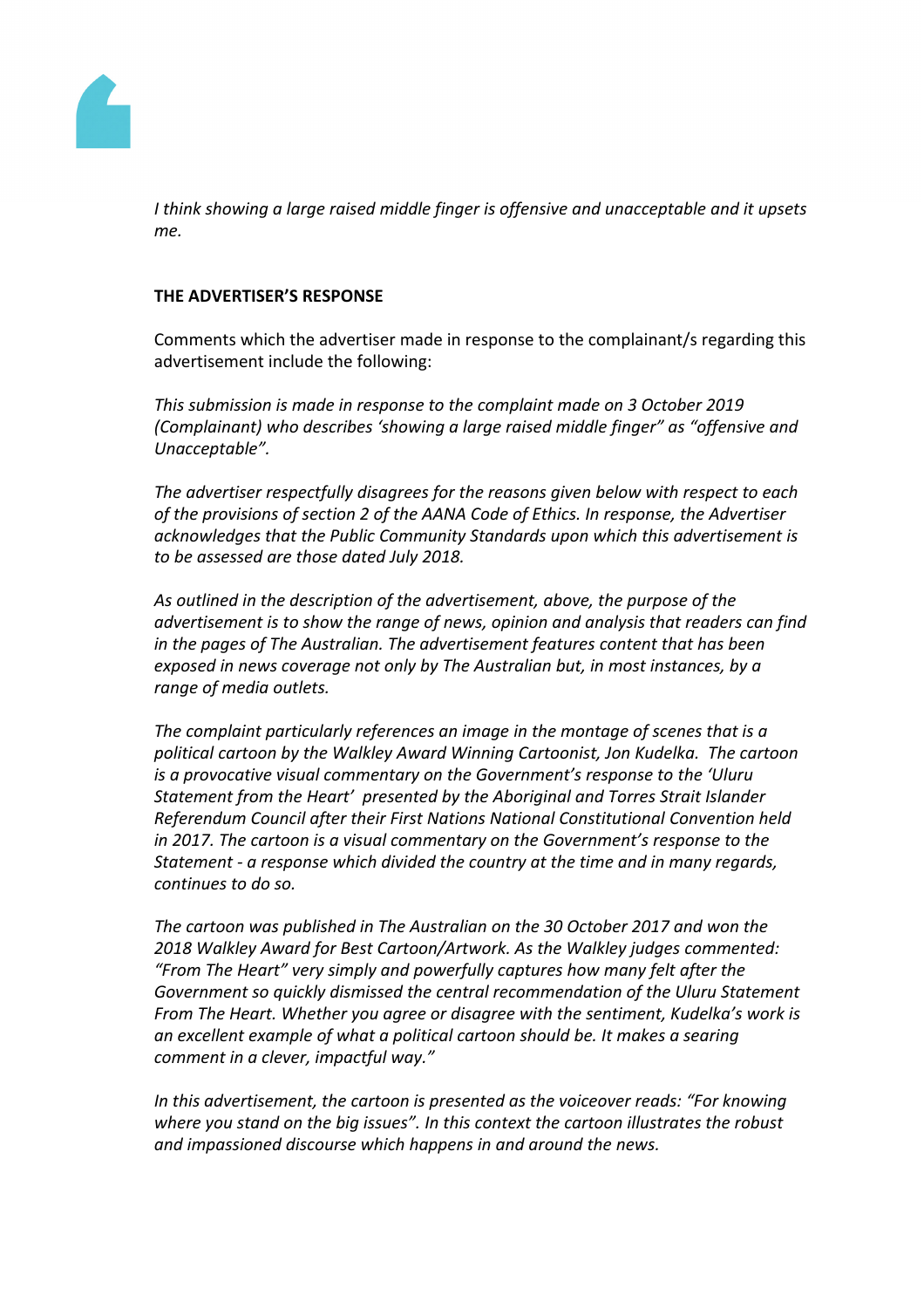*I think showing a large raised middle finger is offensive and unacceptable and it upsets me.*

**THE ADVERTISER'S RESPONSE**

Comments which the advertiser made in response to the complainant/s regarding this advertisement include the following:

*This submission is made in response to the complaint made on 3 October 2019 (Complainant) who describes 'showing a large raised middle finger" as "offensive and Unacceptable".*

*The advertiser respectfully disagrees for the reasons given below with respect to each of the provisions of section 2 of the AANA Code of Ethics. In response, the Advertiser acknowledges that the Public Community Standards upon which this advertisement is to be assessed are those dated July 2018.*

*As outlined in the description of the advertisement, above, the purpose of the advertisement is to show the range of news, opinion and analysis that readers can find in the pages of The Australian. The advertisement features content that has been exposed in news coverage not only by The Australian but, in most instances, by a range of media outlets.*

*The complaint particularly references an image in the montage of scenes that is a political cartoon by the Walkley Award Winning Cartoonist, Jon Kudelka. The cartoon is a provocative visual commentary on the Government's response to the 'Uluru Statement from the Heart' presented by the Aboriginal and Torres Strait Islander Referendum Council after their First Nations National Constitutional Convention held in 2017. The cartoon is a visual commentary on the Government's response to the Statement - a response which divided the country at the time and in many regards, continues to do so.*

*The cartoon was published in The Australian on the 30 October 2017 and won the 2018 Walkley Award for Best Cartoon/Artwork. As the Walkley judges commented: "From The Heart" very simply and powerfully captures how many felt after the Government so quickly dismissed the central recommendation of the Uluru Statement From The Heart. Whether you agree or disagree with the sentiment, Kudelka's work is an excellent example of what a political cartoon should be. It makes a searing comment in a clever, impactful way."*

*In this advertisement, the cartoon is presented as the voiceover reads: "For knowing where you stand on the big issues". In this context the cartoon illustrates the robust and impassioned discourse which happens in and around the news.*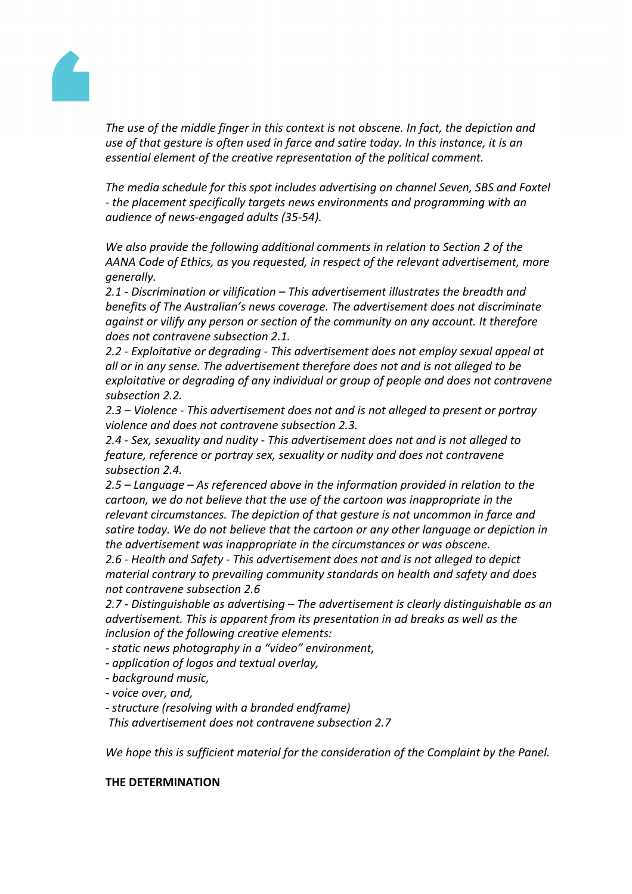*The use of the middle finger in this context is not obscene. In fact, the depiction and use of that gesture is often used in farce and satire today. In this instance, it is an essential element of the creative representation of the political comment.*

*The media schedule for this spot includes advertising on channel Seven, SBS and Foxtel - the placement specifically targets news environments and programming with an audience of news-engaged adults (35-54).*

*We also provide the following additional comments in relation to Section 2 of the AANA Code of Ethics, as you requested, in respect of the relevant advertisement, more generally.*

*2.1 - Discrimination or vilification – This advertisement illustrates the breadth and benefits of The Australian's news coverage. The advertisement does not discriminate against or vilify any person or section of the community on any account. It therefore does not contravene subsection 2.1.*

*2.2 - Exploitative or degrading - This advertisement does not employ sexual appeal at all or in any sense. The advertisement therefore does not and is not alleged to be exploitative or degrading of any individual or group of people and does not contravene subsection 2.2.*

*2.3 – Violence - This advertisement does not and is not alleged to present or portray violence and does not contravene subsection 2.3.*

*2.4 - Sex, sexuality and nudity - This advertisement does not and is not alleged to feature, reference or portray sex, sexuality or nudity and does not contravene subsection 2.4.*

*2.5 – Language – As referenced above in the information provided in relation to the cartoon, we do not believe that the use of the cartoon was inappropriate in the relevant circumstances. The depiction of that gesture is not uncommon in farce and satire today. We do not believe that the cartoon or any other language or depiction in the advertisement was inappropriate in the circumstances or was obscene.*

*2.6 - Health and Safety - This advertisement does not and is not alleged to depict material contrary to prevailing community standards on health and safety and does not contravene subsection 2.6*

*2.7 - Distinguishable as advertising – The advertisement is clearly distinguishable as an advertisement. This is apparent from its presentation in ad breaks as well as the inclusion of the following creative elements:*

- *static news photography in a "video" environment,*
- *application of logos and textual overlay,*
- *background music,*
- *voice over, and,*
- *structure (resolving with a branded endframe)*

*This advertisement does not contravene subsection 2.7*

*We hope this is sufficient material for the consideration of the Complaint by the Panel.*

**THE DETERMINATION**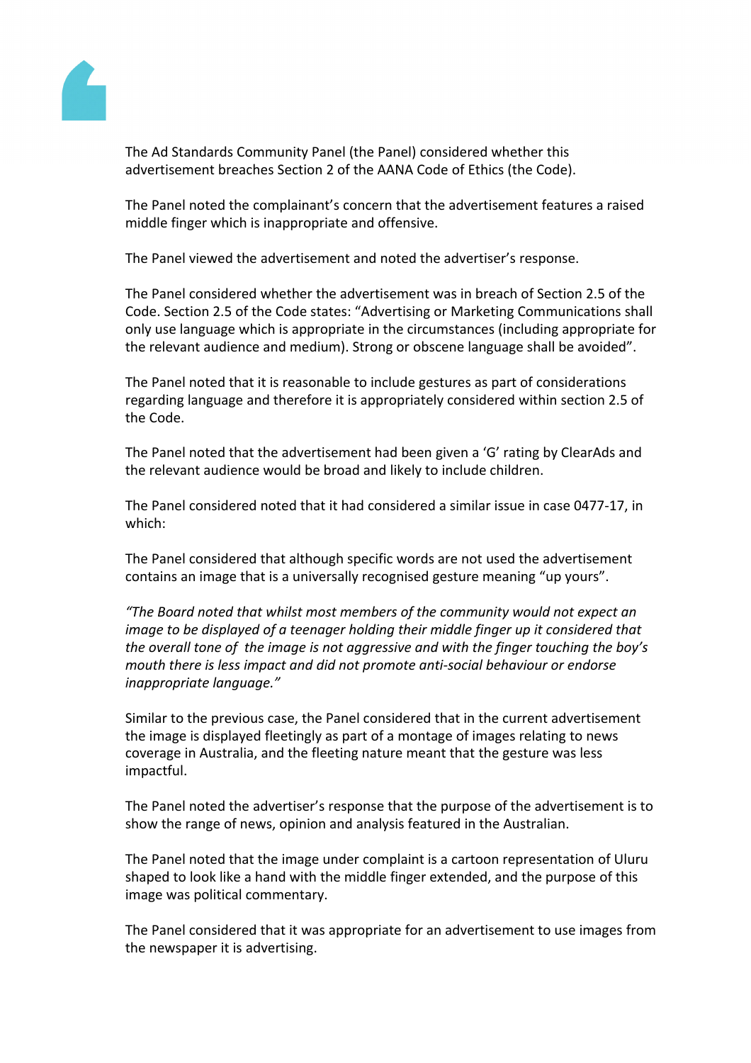The Ad Standards Community Panel (the Panel) considered whether this advertisement breaches Section 2 of the AANA Code of Ethics (the Code).

The Panel noted the complainant's concern that the advertisement features a raised middle finger which is inappropriate and offensive.

The Panel viewed the advertisement and noted the advertiser's response.

The Panel considered whether the advertisement was in breach of Section 2.5 of the Code. Section 2.5 of the Code states: "Advertising or Marketing Communications shall only use language which is appropriate in the circumstances (including appropriate for the relevant audience and medium). Strong or obscene language shall be avoided".

The Panel noted that it is reasonable to include gestures as part of considerations regarding language and therefore it is appropriately considered within section 2.5 of the Code.

The Panel noted that the advertisement had been given a 'G' rating by ClearAds and the relevant audience would be broad and likely to include children.

The Panel considered noted that it had considered a similar issue in case 0477-17, in which:

The Panel considered that although specific words are not used the advertisement contains an image that is a universally recognised gesture meaning "up yours".

*"The Board noted that whilst most members of the community would not expect an image to be displayed of a teenager holding their middle finger up it considered that the overall tone of the image is not aggressive and with the finger touching the boy's mouth there is less impact and did not promote anti-social behaviour or endorse inappropriate language."*

Similar to the previous case, the Panel considered that in the current advertisement the image is displayed fleetingly as part of a montage of images relating to news coverage in Australia, and the fleeting nature meant that the gesture was less impactful.

The Panel noted the advertiser's response that the purpose of the advertisement is to show the range of news, opinion and analysis featured in the Australian.

The Panel noted that the image under complaint is a cartoon representation of Uluru shaped to look like a hand with the middle finger extended, and the purpose of this image was political commentary.

The Panel considered that it was appropriate for an advertisement to use images from the newspaper it is advertising.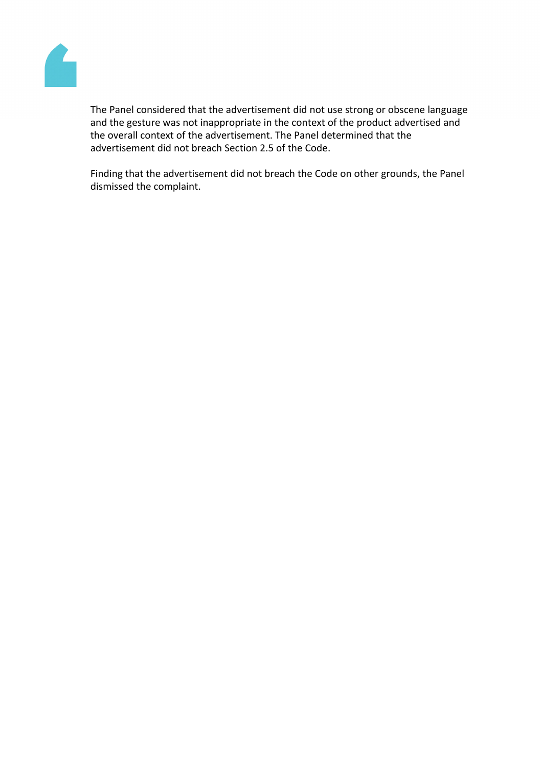The Panel considered that the advertisement did not use strong or obscene language and the gesture was not inappropriate in the context of the product advertised and the overall context of the advertisement. The Panel determined that the advertisement did not breach Section 2.5 of the Code.

Finding that the advertisement did not breach the Code on other grounds, the Panel dismissed the complaint.